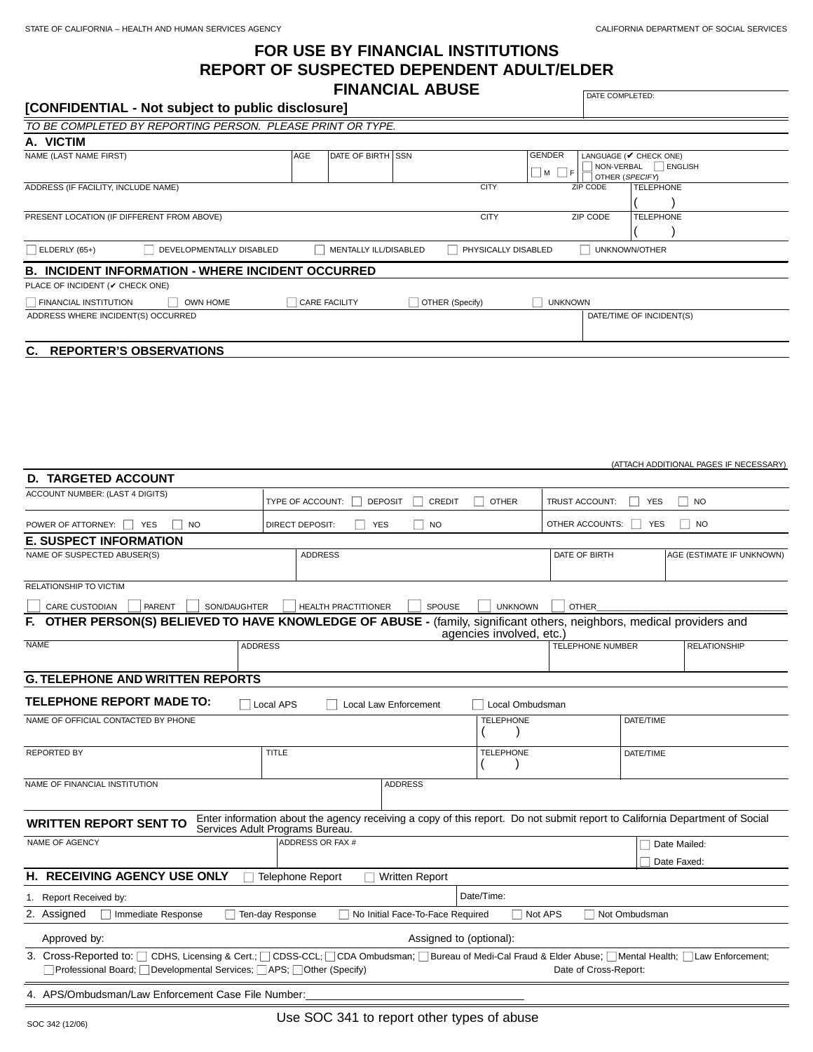STATE OF CALIFORNIA – HEALTH AND HUMAN SERVICES AGENCY

CALIFORNIA DEPARTMENT OF SOCIAL SERVICES

# FOR USE BY FINANCIAL INSTITUTIONS
# REPORT OF SUSPECTED DEPENDENT ADULT/ELDER FINANCIAL ABUSE

**[CONFIDENTIAL - Not subject to public disclosure]**

DATE COMPLETED:

*TO BE COMPLETED BY REPORTING PERSON. PLEASE PRINT OR TYPE.*

## A. VICTIM

| NAME (LAST NAME FIRST) | AGE | DATE OF BIRTH | SSN | GENDER ☐ M ☐ F | LANGUAGE (✔ CHECK ONE) ☐ NON-VERBAL ☐ ENGLISH ☐ OTHER (*SPECIFY*) |
|---|---|---|---|---|---|
| | | | | | |

| ADDRESS (IF FACILITY, INCLUDE NAME) | CITY | ZIP CODE | TELEPHONE |
|---|---|---|---|
| | | | ( ) |

| PRESENT LOCATION (IF DIFFERENT FROM ABOVE) | CITY | ZIP CODE | TELEPHONE |
|---|---|---|---|
| | | | ( ) |

☐ ELDERLY (65+) ☐ DEVELOPMENTALLY DISABLED ☐ MENTALLY ILL/DISABLED ☐ PHYSICALLY DISABLED ☐ UNKNOWN/OTHER

## B. INCIDENT INFORMATION - WHERE INCIDENT OCCURRED

PLACE OF INCIDENT (✔ CHECK ONE)

☐ FINANCIAL INSTITUTION ☐ OWN HOME ☐ CARE FACILITY ☐ OTHER (Specify) ☐ UNKNOWN

| ADDRESS WHERE INCIDENT(S) OCCURRED | DATE/TIME OF INCIDENT(S) |
|---|---|
| | |

## C. REPORTER'S OBSERVATIONS

(ATTACH ADDITIONAL PAGES IF NECESSARY)

## D. TARGETED ACCOUNT

| ACCOUNT NUMBER: (LAST 4 DIGITS) | TYPE OF ACCOUNT: ☐ DEPOSIT ☐ CREDIT ☐ OTHER | TRUST ACCOUNT: ☐ YES ☐ NO |
|---|---|---|
| POWER OF ATTORNEY: ☐ YES ☐ NO | DIRECT DEPOSIT: ☐ YES ☐ NO | OTHER ACCOUNTS: ☐ YES ☐ NO |

## E. SUSPECT INFORMATION

| NAME OF SUSPECTED ABUSER(S) | ADDRESS | DATE OF BIRTH | AGE (ESTIMATE IF UNKNOWN) |
|---|---|---|---|
| | | | |

RELATIONSHIP TO VICTIM

☐ CARE CUSTODIAN ☐ PARENT ☐ SON/DAUGHTER ☐ HEALTH PRACTITIONER ☐ SPOUSE ☐ UNKNOWN ☐ OTHER\_\_\_\_\_\_\_\_\_\_

## F. OTHER PERSON(S) BELIEVED TO HAVE KNOWLEDGE OF ABUSE - (family, significant others, neighbors, medical providers and agencies involved, etc.)

| NAME | ADDRESS | TELEPHONE NUMBER | RELATIONSHIP |
|---|---|---|---|
| | | | |

## G. TELEPHONE AND WRITTEN REPORTS

**TELEPHONE REPORT MADE TO:** ☐ Local APS ☐ Local Law Enforcement ☐ Local Ombudsman

| NAME OF OFFICIAL CONTACTED BY PHONE | | TELEPHONE | DATE/TIME |
|---|---|---|---|
| | | ( ) | |
| REPORTED BY | TITLE | TELEPHONE | DATE/TIME |
| | | ( ) | |

| NAME OF FINANCIAL INSTITUTION | ADDRESS |
|---|---|
| | |

**WRITTEN REPORT SENT TO** Enter information about the agency receiving a copy of this report. Do not submit report to California Department of Social Services Adult Programs Bureau.

| NAME OF AGENCY | ADDRESS OR FAX # | |
|---|---|---|
| | | ☐ Date Mailed: ☐ Date Faxed: |

## H. RECEIVING AGENCY USE ONLY ☐ Telephone Report ☐ Written Report

1. Report Received by: Date/Time:
2. Assigned ☐ Immediate Response ☐ Ten-day Response ☐ No Initial Face-To-Face Required ☐ Not APS ☐ Not Ombudsman

   Approved by: Assigned to (optional):
3. Cross-Reported to: ☐ CDHS, Licensing & Cert.; ☐ CDSS-CCL; ☐ CDA Ombudsman; ☐ Bureau of Medi-Cal Fraud & Elder Abuse; ☐ Mental Health; ☐ Law Enforcement; ☐ Professional Board; ☐ Developmental Services; ☐ APS; ☐ Other (Specify) Date of Cross-Report:
4. APS/Ombudsman/Law Enforcement Case File Number:\_\_\_\_\_\_\_\_\_\_

Use SOC 341 to report other types of abuse

SOC 342 (12/06)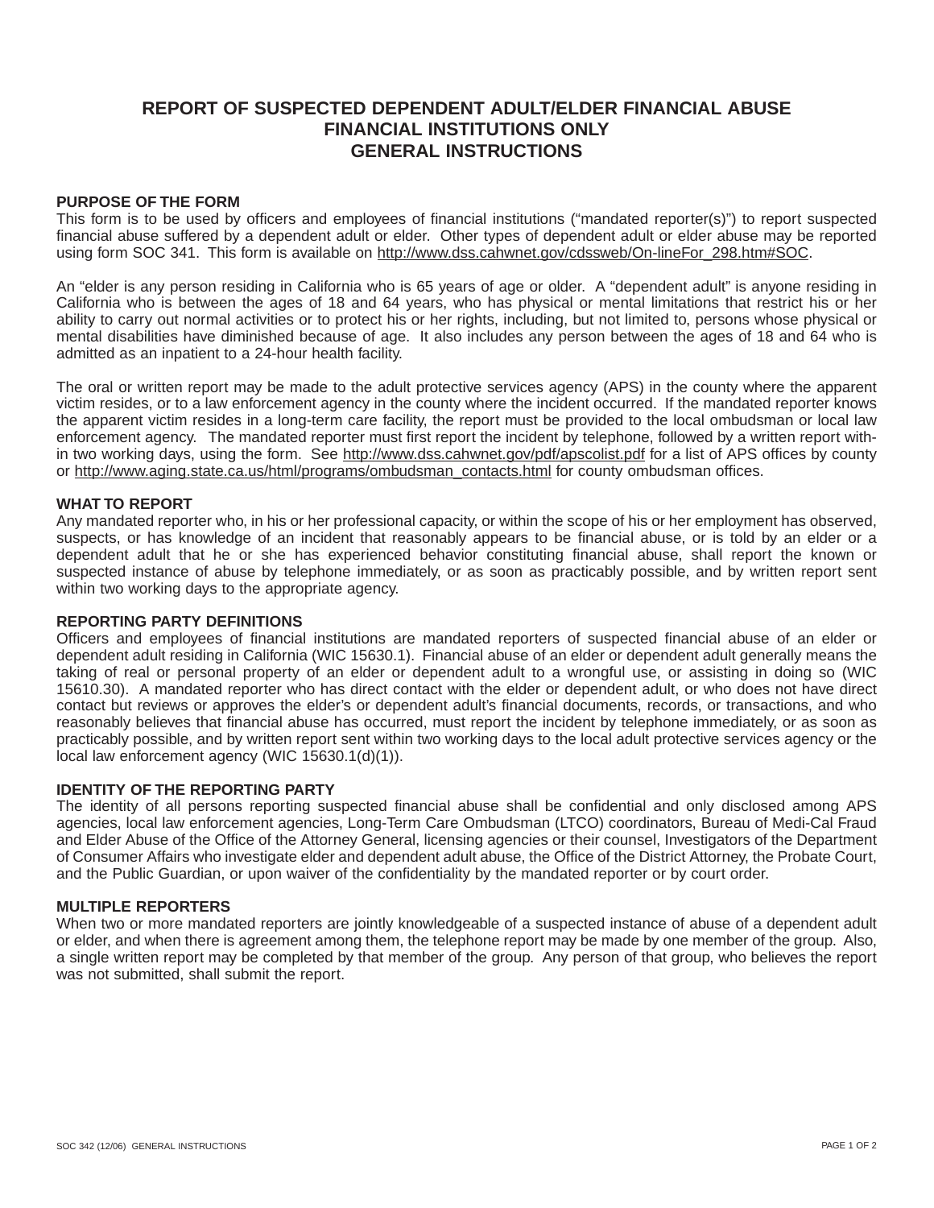# REPORT OF SUSPECTED DEPENDENT ADULT/ELDER FINANCIAL ABUSE
# FINANCIAL INSTITUTIONS ONLY
# GENERAL INSTRUCTIONS

**PURPOSE OF THE FORM**

This form is to be used by officers and employees of financial institutions ("mandated reporter(s)") to report suspected financial abuse suffered by a dependent adult or elder. Other types of dependent adult or elder abuse may be reported using form SOC 341. This form is available on http://www.dss.cahwnet.gov/cdssweb/On-lineFor_298.htm#SOC.

An "elder is any person residing in California who is 65 years of age or older. A "dependent adult" is anyone residing in California who is between the ages of 18 and 64 years, who has physical or mental limitations that restrict his or her ability to carry out normal activities or to protect his or her rights, including, but not limited to, persons whose physical or mental disabilities have diminished because of age. It also includes any person between the ages of 18 and 64 who is admitted as an inpatient to a 24-hour health facility.

The oral or written report may be made to the adult protective services agency (APS) in the county where the apparent victim resides, or to a law enforcement agency in the county where the incident occurred. If the mandated reporter knows the apparent victim resides in a long-term care facility, the report must be provided to the local ombudsman or local law enforcement agency. The mandated reporter must first report the incident by telephone, followed by a written report within two working days, using the form. See http://www.dss.cahwnet.gov/pdf/apscolist.pdf for a list of APS offices by county or http://www.aging.state.ca.us/html/programs/ombudsman_contacts.html for county ombudsman offices.

**WHAT TO REPORT**

Any mandated reporter who, in his or her professional capacity, or within the scope of his or her employment has observed, suspects, or has knowledge of an incident that reasonably appears to be financial abuse, or is told by an elder or a dependent adult that he or she has experienced behavior constituting financial abuse, shall report the known or suspected instance of abuse by telephone immediately, or as soon as practicably possible, and by written report sent within two working days to the appropriate agency.

**REPORTING PARTY DEFINITIONS**

Officers and employees of financial institutions are mandated reporters of suspected financial abuse of an elder or dependent adult residing in California (WIC 15630.1). Financial abuse of an elder or dependent adult generally means the taking of real or personal property of an elder or dependent adult to a wrongful use, or assisting in doing so (WIC 15610.30). A mandated reporter who has direct contact with the elder or dependent adult, or who does not have direct contact but reviews or approves the elder's or dependent adult's financial documents, records, or transactions, and who reasonably believes that financial abuse has occurred, must report the incident by telephone immediately, or as soon as practicably possible, and by written report sent within two working days to the local adult protective services agency or the local law enforcement agency (WIC 15630.1(d)(1)).

**IDENTITY OF THE REPORTING PARTY**

The identity of all persons reporting suspected financial abuse shall be confidential and only disclosed among APS agencies, local law enforcement agencies, Long-Term Care Ombudsman (LTCO) coordinators, Bureau of Medi-Cal Fraud and Elder Abuse of the Office of the Attorney General, licensing agencies or their counsel, Investigators of the Department of Consumer Affairs who investigate elder and dependent adult abuse, the Office of the District Attorney, the Probate Court, and the Public Guardian, or upon waiver of the confidentiality by the mandated reporter or by court order.

**MULTIPLE REPORTERS**

When two or more mandated reporters are jointly knowledgeable of a suspected instance of abuse of a dependent adult or elder, and when there is agreement among them, the telephone report may be made by one member of the group. Also, a single written report may be completed by that member of the group. Any person of that group, who believes the report was not submitted, shall submit the report.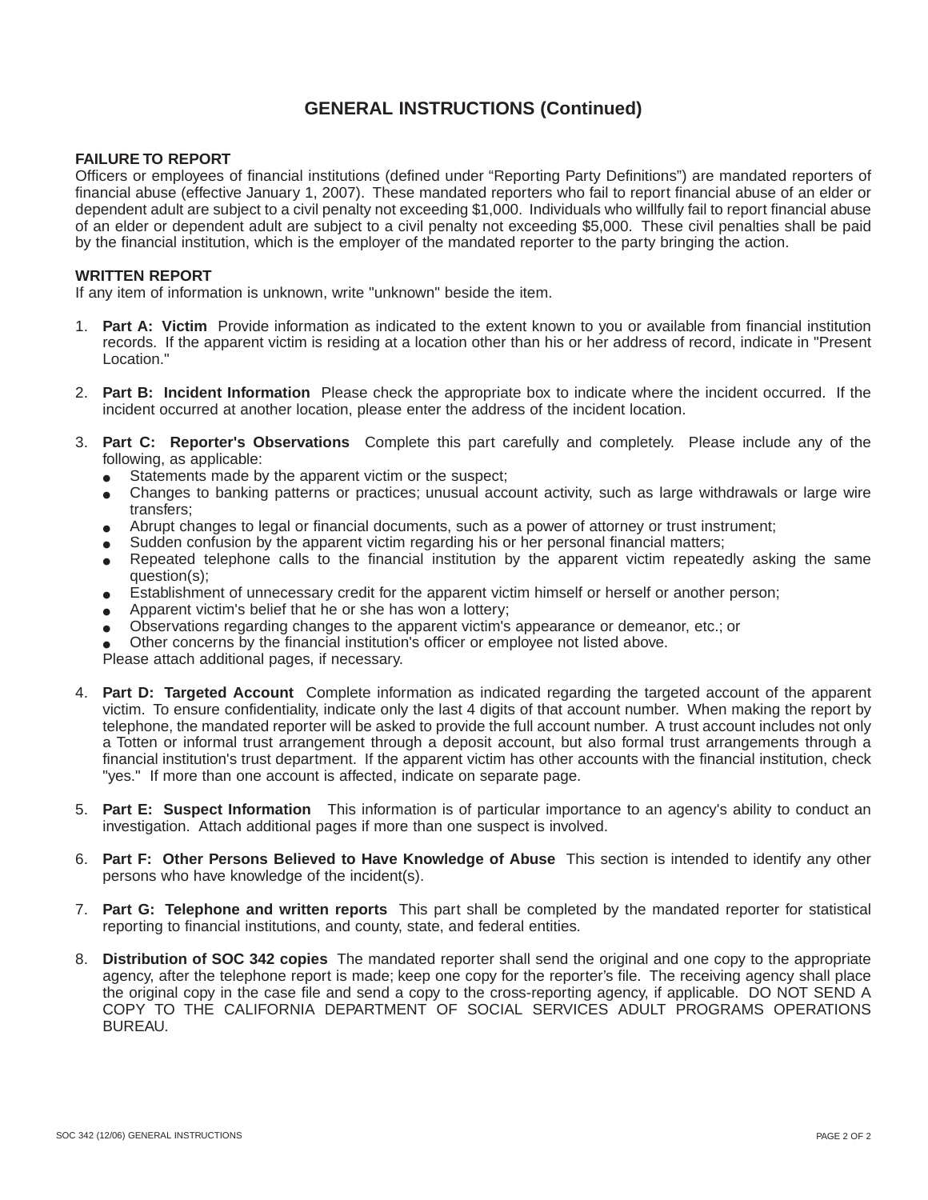## GENERAL INSTRUCTIONS (Continued)

**FAILURE TO REPORT**

Officers or employees of financial institutions (defined under “Reporting Party Definitions”) are mandated reporters of financial abuse (effective January 1, 2007). These mandated reporters who fail to report financial abuse of an elder or dependent adult are subject to a civil penalty not exceeding $1,000. Individuals who willfully fail to report financial abuse of an elder or dependent adult are subject to a civil penalty not exceeding $5,000. These civil penalties shall be paid by the financial institution, which is the employer of the mandated reporter to the party bringing the action.

**WRITTEN REPORT**

If any item of information is unknown, write "unknown" beside the item.

1. **Part A: Victim** Provide information as indicated to the extent known to you or available from financial institution records. If the apparent victim is residing at a location other than his or her address of record, indicate in "Present Location."

2. **Part B: Incident Information** Please check the appropriate box to indicate where the incident occurred. If the incident occurred at another location, please enter the address of the incident location.

3. **Part C: Reporter's Observations** Complete this part carefully and completely. Please include any of the following, as applicable:
   - Statements made by the apparent victim or the suspect;
   - Changes to banking patterns or practices; unusual account activity, such as large withdrawals or large wire transfers;
   - Abrupt changes to legal or financial documents, such as a power of attorney or trust instrument;
   - Sudden confusion by the apparent victim regarding his or her personal financial matters;
   - Repeated telephone calls to the financial institution by the apparent victim repeatedly asking the same question(s);
   - Establishment of unnecessary credit for the apparent victim himself or herself or another person;
   - Apparent victim's belief that he or she has won a lottery;
   - Observations regarding changes to the apparent victim's appearance or demeanor, etc.; or
   - Other concerns by the financial institution's officer or employee not listed above.

   Please attach additional pages, if necessary.

4. **Part D: Targeted Account** Complete information as indicated regarding the targeted account of the apparent victim. To ensure confidentiality, indicate only the last 4 digits of that account number. When making the report by telephone, the mandated reporter will be asked to provide the full account number. A trust account includes not only a Totten or informal trust arrangement through a deposit account, but also formal trust arrangements through a financial institution's trust department. If the apparent victim has other accounts with the financial institution, check "yes." If more than one account is affected, indicate on separate page.

5. **Part E: Suspect Information** This information is of particular importance to an agency's ability to conduct an investigation. Attach additional pages if more than one suspect is involved.

6. **Part F: Other Persons Believed to Have Knowledge of Abuse** This section is intended to identify any other persons who have knowledge of the incident(s).

7. **Part G: Telephone and written reports** This part shall be completed by the mandated reporter for statistical reporting to financial institutions, and county, state, and federal entities.

8. **Distribution of SOC 342 copies** The mandated reporter shall send the original and one copy to the appropriate agency, after the telephone report is made; keep one copy for the reporter’s file. The receiving agency shall place the original copy in the case file and send a copy to the cross-reporting agency, if applicable. DO NOT SEND A COPY TO THE CALIFORNIA DEPARTMENT OF SOCIAL SERVICES ADULT PROGRAMS OPERATIONS BUREAU.